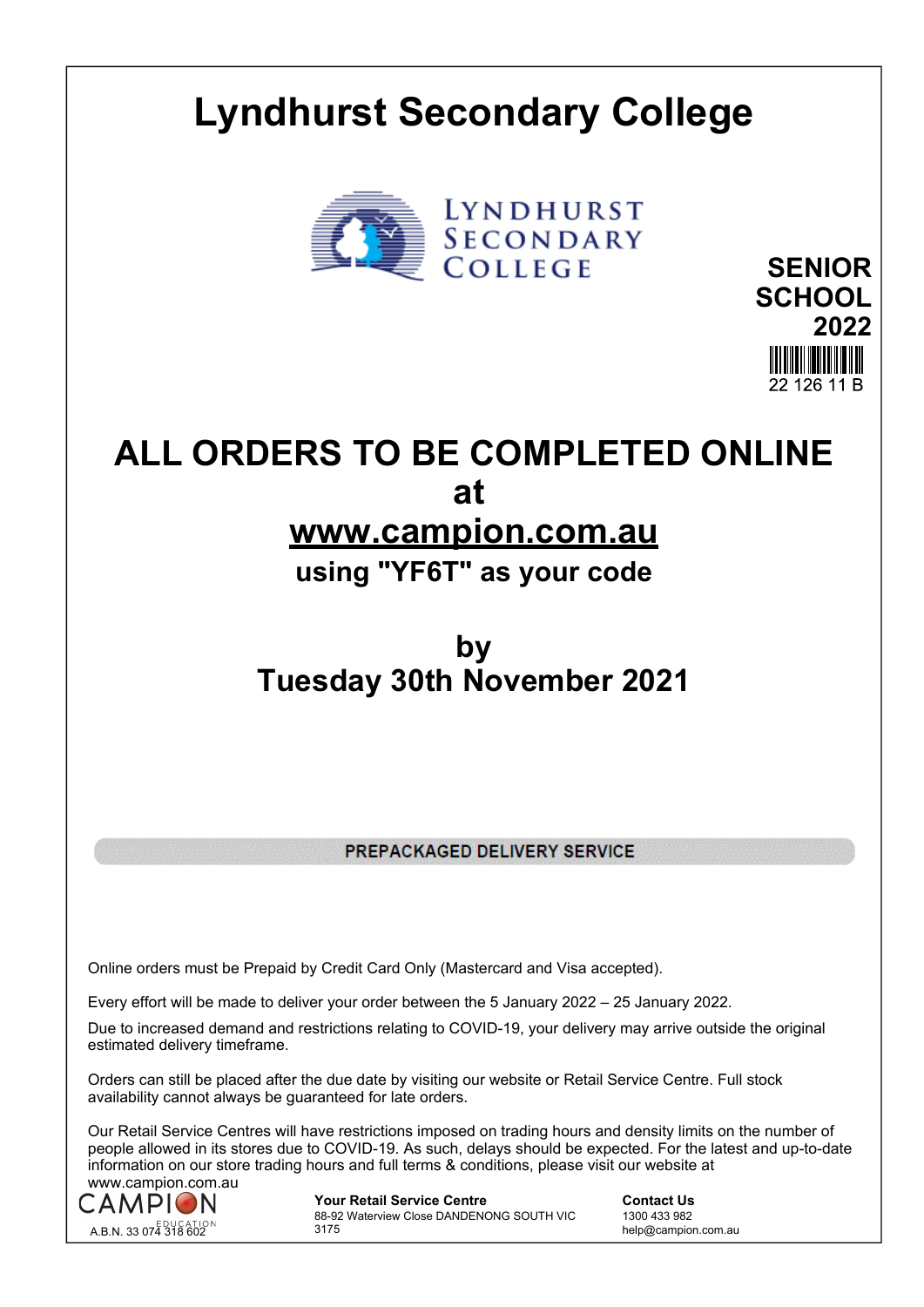# Lyndhurst Secondary College

LYNDHURST SECONDARY COLLEGE

**SENIOR SCHOOL 2022**

22 126 11 B

## ALL ORDERS TO BE COMPLETED ONLINE at www.campion.com.au

### using "YF6T" as your code

### by Tuesday 30th November 2021

**PREPACKAGED DELIVERY SERVICE**

Online orders must be Prepaid by Credit Card Only (Mastercard and Visa accepted).

Every effort will be made to deliver your order between the 5 January 2022 – 25 January 2022.

Due to increased demand and restrictions relating to COVID-19, your delivery may arrive outside the original estimated delivery timeframe.

Orders can still be placed after the due date by visiting our website or Retail Service Centre. Full stock availability cannot always be guaranteed for late orders.

Our Retail Service Centres will have restrictions imposed on trading hours and density limits on the number of people allowed in its stores due to COVID-19. As such, delays should be expected. For the latest and up-to-date information on our store trading hours and full terms & conditions, please visit our website at www.campion.com.au

CAMPION EDUCATION
A.B.N. 33 074 318 602

**Your Retail Service Centre**
88-92 Waterview Close DANDENONG SOUTH VIC 3175

**Contact Us**
1300 433 982
help@campion.com.au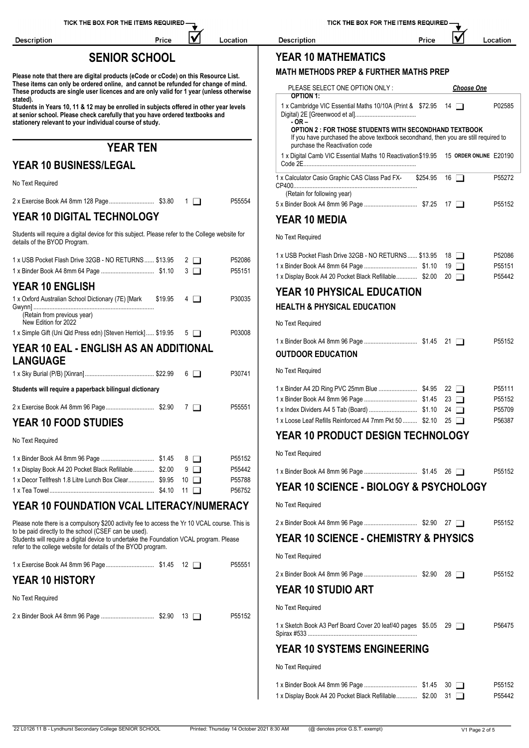# SENIOR SCHOOL

**Please note that there are digital products (eCode or cCode) on this Resource List. These items can only be ordered online, and cannot be refunded for change of mind. These products are single user licences and are only valid for 1 year (unless otherwise stated).**
**Students in Years 10, 11 & 12 may be enrolled in subjects offered in other year levels at senior school. Please check carefully that you have ordered textbooks and stationery relevant to your individual course of study.**

# YEAR TEN

## YEAR 10 BUSINESS/LEGAL

No Text Required

| Description | Price | ☑ | Location |
|---|---|---|---|
| 2 x Exercise Book A4 8mm 128 Page | $3.80 | 1 ❑ | P55554 |

## YEAR 10 DIGITAL TECHNOLOGY

Students will require a digital device for this subject. Please refer to the College website for details of the BYOD Program.

| Description | Price | ☑ | Location |
|---|---|---|---|
| 1 x USB Pocket Flash Drive 32GB - NO RETURNS | $13.95 | 2 ❑ | P52086 |
| 1 x Binder Book A4 8mm 64 Page | $1.10 | 3 ❑ | P55151 |

## YEAR 10 ENGLISH

| Description | Price | ☑ | Location |
|---|---|---|---|
| 1 x Oxford Australian School Dictionary (7E) [Mark Gwynn] (Retain from previous year) New Edition for 2022 | $19.95 | 4 ❑ | P30035 |
| 1 x Simple Gift (Uni Qld Press edn) [Steven Herrick] | $19.95 | 5 ❑ | P03008 |

## YEAR 10 EAL - ENGLISH AS AN ADDITIONAL LANGUAGE

| Description | Price | ☑ | Location |
|---|---|---|---|
| 1 x Sky Burial (P/B) [Xinran] | $22.99 | 6 ❑ | P30741 |

**Students will require a paperback bilingual dictionary**

| Description | Price | ☑ | Location |
|---|---|---|---|
| 2 x Exercise Book A4 8mm 96 Page | $2.90 | 7 ❑ | P55551 |

## YEAR 10 FOOD STUDIES

No Text Required

| Description | Price | ☑ | Location |
|---|---|---|---|
| 1 x Binder Book A4 8mm 96 Page | $1.45 | 8 ❑ | P55152 |
| 1 x Display Book A4 20 Pocket Black Refillable | $2.00 | 9 ❑ | P55442 |
| 1 x Decor Tellfresh 1.8 Litre Lunch Box Clear | $9.95 | 10 ❑ | P55788 |
| 1 x Tea Towel | $4.10 | 11 ❑ | P56752 |

## YEAR 10 FOUNDATION VCAL LITERACY/NUMERACY

Please note there is a compulsory $200 activity fee to access the Yr 10 VCAL course. This is to be paid directly to the school (CSEF can be used).
Students will require a digital device to undertake the Foundation VCAL program. Please refer to the college website for details of the BYOD program.

| Description | Price | ☑ | Location |
|---|---|---|---|
| 1 x Exercise Book A4 8mm 96 Page | $1.45 | 12 ❑ | P55551 |

## YEAR 10 HISTORY

No Text Required

| Description | Price | ☑ | Location |
|---|---|---|---|
| 2 x Binder Book A4 8mm 96 Page | $2.90 | 13 ❑ | P55152 |

## YEAR 10 MATHEMATICS

### MATH METHODS PREP & FURTHER MATHS PREP

PLEASE SELECT ONE OPTION ONLY : ***Choose One***

**OPTION 1:**

| Description | Price | ☑ | Location |
|---|---|---|---|
| 1 x Cambridge VIC Essential Maths 10/10A (Print & Digital) 2E [Greenwood et al] | $72.95 | 14 ❑ | P02585 |

**- OR -**

**OPTION 2 : FOR THOSE STUDENTS WITH SECONDHAND TEXTBOOK**
If you have purchased the above textbook secondhand, then you are still required to purchase the Reactivation code

| Description | Price | ☑ | Location |
|---|---|---|---|
| 1 x Digital Camb VIC Essential Maths 10 Reactivation Code 2E | $19.95 | 15 **ORDER ONLINE** | E20190 |
| 1 x Calculator Casio Graphic CAS Class Pad FX-CP400 (Retain for following year) | $254.95 | 16 ❑ | P55272 |
| 5 x Binder Book A4 8mm 96 Page | $7.25 | 17 ❑ | P55152 |

## YEAR 10 MEDIA

No Text Required

| Description | Price | ☑ | Location |
|---|---|---|---|
| 1 x USB Pocket Flash Drive 32GB - NO RETURNS | $13.95 | 18 ❑ | P52086 |
| 1 x Binder Book A4 8mm 64 Page | $1.10 | 19 ❑ | P55151 |
| 1 x Display Book A4 20 Pocket Black Refillable | $2.00 | 20 ❑ | P55442 |

## YEAR 10 PHYSICAL EDUCATION

### HEALTH & PHYSICAL EDUCATION

No Text Required

| Description | Price | ☑ | Location |
|---|---|---|---|
| 1 x Binder Book A4 8mm 96 Page | $1.45 | 21 ❑ | P55152 |

### OUTDOOR EDUCATION

No Text Required

| Description | Price | ☑ | Location |
|---|---|---|---|
| 1 x Binder A4 2D Ring PVC 25mm Blue | $4.95 | 22 ❑ | P55111 |
| 1 x Binder Book A4 8mm 96 Page | $1.45 | 23 ❑ | P55152 |
| 1 x Index Dividers A4 5 Tab (Board) | $1.10 | 24 ❑ | P55709 |
| 1 x Loose Leaf Refills Reinforced A4 7mm Pkt 50 | $2.10 | 25 ❑ | P56387 |

## YEAR 10 PRODUCT DESIGN TECHNOLOGY

No Text Required

| Description | Price | ☑ | Location |
|---|---|---|---|
| 1 x Binder Book A4 8mm 96 Page | $1.45 | 26 ❑ | P55152 |

## YEAR 10 SCIENCE - BIOLOGY & PSYCHOLOGY

No Text Required

| Description | Price | ☑ | Location |
|---|---|---|---|
| 2 x Binder Book A4 8mm 96 Page | $2.90 | 27 ❑ | P55152 |

## YEAR 10 SCIENCE - CHEMISTRY & PHYSICS

No Text Required

| Description | Price | ☑ | Location |
|---|---|---|---|
| 2 x Binder Book A4 8mm 96 Page | $2.90 | 28 ❑ | P55152 |

## YEAR 10 STUDIO ART

No Text Required

| Description | Price | ☑ | Location |
|---|---|---|---|
| 1 x Sketch Book A3 Perf Board Cover 20 leaf/40 pages Spirax #533 | $5.05 | 29 ❑ | P56475 |

## YEAR 10 SYSTEMS ENGINEERING

No Text Required

| Description | Price | ☑ | Location |
|---|---|---|---|
| 1 x Binder Book A4 8mm 96 Page | $1.45 | 30 ❑ | P55152 |
| 1 x Display Book A4 20 Pocket Black Refillable | $2.00 | 31 ❑ | P55442 |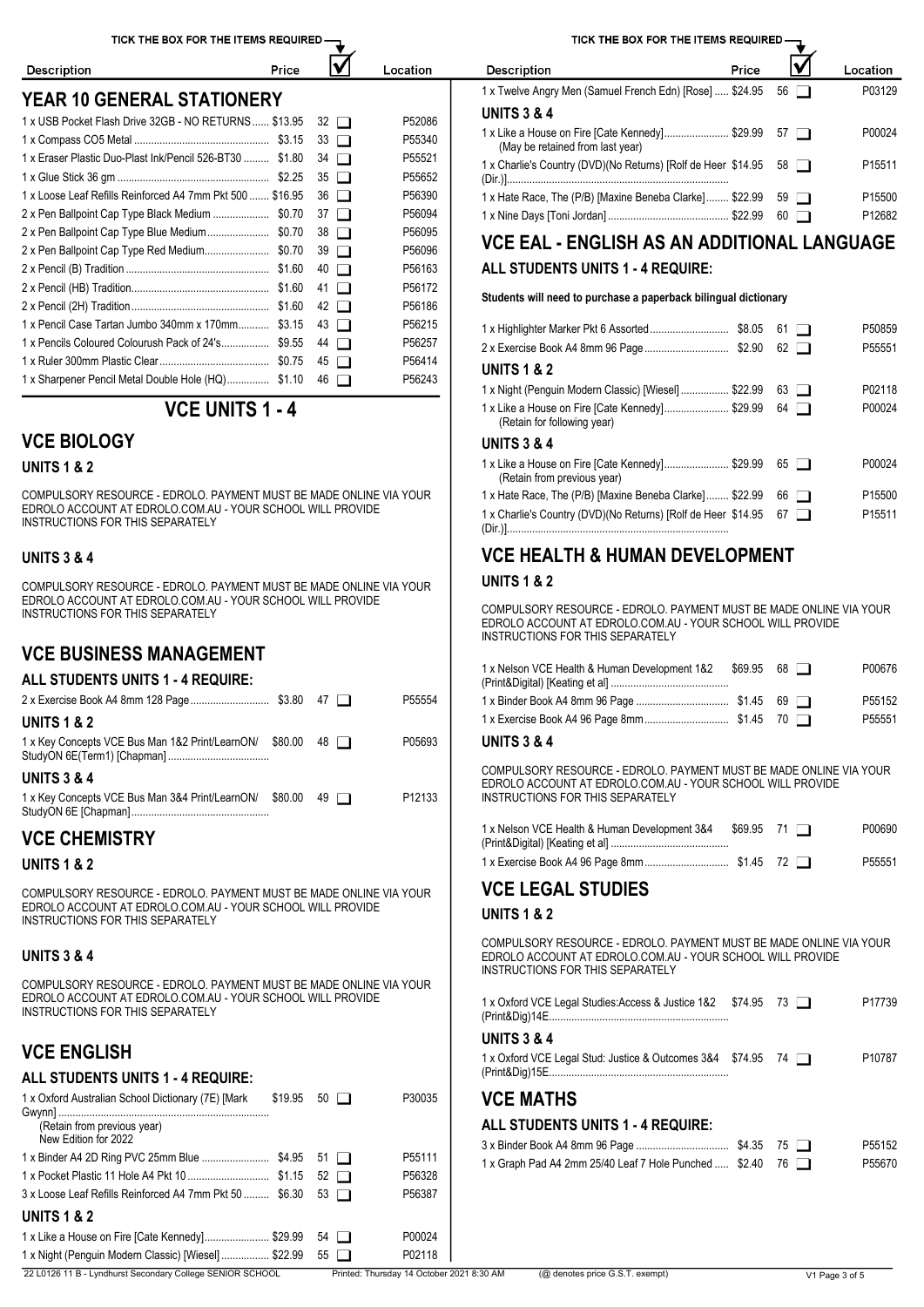TICK THE BOX FOR THE ITEMS REQUIRED

## YEAR 10 GENERAL STATIONERY

| Description | Price | ☑ | Location |
|---|---|---|---|
| 1 x USB Pocket Flash Drive 32GB - NO RETURNS | $13.95 | 32 ❑ | P52086 |
| 1 x Compass CO5 Metal | $3.15 | 33 ❑ | P55340 |
| 1 x Eraser Plastic Duo-Plast Ink/Pencil 526-BT30 | $1.80 | 34 ❑ | P55521 |
| 1 x Glue Stick 36 gm | $2.25 | 35 ❑ | P55652 |
| 1 x Loose Leaf Refills Reinforced A4 7mm Pkt 500 | $16.95 | 36 ❑ | P56390 |
| 2 x Pen Ballpoint Cap Type Black Medium | $0.70 | 37 ❑ | P56094 |
| 2 x Pen Ballpoint Cap Type Blue Medium | $0.70 | 38 ❑ | P56095 |
| 2 x Pen Ballpoint Cap Type Red Medium | $0.70 | 39 ❑ | P56096 |
| 2 x Pencil (B) Tradition | $1.60 | 40 ❑ | P56163 |
| 2 x Pencil (HB) Tradition | $1.60 | 41 ❑ | P56172 |
| 2 x Pencil (2H) Tradition | $1.60 | 42 ❑ | P56186 |
| 1 x Pencil Case Tartan Jumbo 340mm x 170mm | $3.15 | 43 ❑ | P56215 |
| 1 x Pencils Coloured Colourush Pack of 24's | $9.55 | 44 ❑ | P56257 |
| 1 x Ruler 300mm Plastic Clear | $0.75 | 45 ❑ | P56414 |
| 1 x Sharpener Pencil Metal Double Hole (HQ) | $1.10 | 46 ❑ | P56243 |

# VCE UNITS 1 - 4

## VCE BIOLOGY

### UNITS 1 & 2

COMPULSORY RESOURCE - EDROLO. PAYMENT MUST BE MADE ONLINE VIA YOUR EDROLO ACCOUNT AT EDROLO.COM.AU - YOUR SCHOOL WILL PROVIDE INSTRUCTIONS FOR THIS SEPARATELY

### UNITS 3 & 4

COMPULSORY RESOURCE - EDROLO. PAYMENT MUST BE MADE ONLINE VIA YOUR EDROLO ACCOUNT AT EDROLO.COM.AU - YOUR SCHOOL WILL PROVIDE INSTRUCTIONS FOR THIS SEPARATELY

## VCE BUSINESS MANAGEMENT

### ALL STUDENTS UNITS 1 - 4 REQUIRE:

| Description | Price | ☑ | Location |
|---|---|---|---|
| 2 x Exercise Book A4 8mm 128 Page | $3.80 | 47 ❑ | P55554 |

### UNITS 1 & 2

| Description | Price | ☑ | Location |
|---|---|---|---|
| 1 x Key Concepts VCE Bus Man 1&2 Print/LearnON/ StudyON 6E(Term1) [Chapman] | $80.00 | 48 ❑ | P05693 |

### UNITS 3 & 4

| Description | Price | ☑ | Location |
|---|---|---|---|
| 1 x Key Concepts VCE Bus Man 3&4 Print/LearnON/ StudyON 6E [Chapman] | $80.00 | 49 ❑ | P12133 |

## VCE CHEMISTRY

### UNITS 1 & 2

COMPULSORY RESOURCE - EDROLO. PAYMENT MUST BE MADE ONLINE VIA YOUR EDROLO ACCOUNT AT EDROLO.COM.AU - YOUR SCHOOL WILL PROVIDE INSTRUCTIONS FOR THIS SEPARATELY

### UNITS 3 & 4

COMPULSORY RESOURCE - EDROLO. PAYMENT MUST BE MADE ONLINE VIA YOUR EDROLO ACCOUNT AT EDROLO.COM.AU - YOUR SCHOOL WILL PROVIDE INSTRUCTIONS FOR THIS SEPARATELY

## VCE ENGLISH

### ALL STUDENTS UNITS 1 - 4 REQUIRE:

| Description | Price | ☑ | Location |
|---|---|---|---|
| 1 x Oxford Australian School Dictionary (7E) [Mark Gwynn] (Retain from previous year) New Edition for 2022 | $19.95 | 50 ❑ | P30035 |
| 1 x Binder A4 2D Ring PVC 25mm Blue | $4.95 | 51 ❑ | P55111 |
| 1 x Pocket Plastic 11 Hole A4 Pkt 10 | $1.15 | 52 ❑ | P56328 |
| 3 x Loose Leaf Refills Reinforced A4 7mm Pkt 50 | $6.30 | 53 ❑ | P56387 |

### UNITS 1 & 2

| Description | Price | ☑ | Location |
|---|---|---|---|
| 1 x Like a House on Fire [Cate Kennedy] | $29.99 | 54 ❑ | P00024 |
| 1 x Night (Penguin Modern Classic) [Wiesel] | $22.99 | 55 ❑ | P02118 |
| 1 x Twelve Angry Men (Samuel French Edn) [Rose] | $24.95 | 56 ❑ | P03129 |

### UNITS 3 & 4

| Description | Price | ☑ | Location |
|---|---|---|---|
| 1 x Like a House on Fire [Cate Kennedy] (May be retained from last year) | $29.99 | 57 ❑ | P00024 |
| 1 x Charlie's Country (DVD)(No Returns) [Rolf de Heer (Dir.)] | $14.95 | 58 ❑ | P15511 |
| 1 x Hate Race, The (P/B) [Maxine Beneba Clarke] | $22.99 | 59 ❑ | P15500 |
| 1 x Nine Days [Toni Jordan] | $22.99 | 60 ❑ | P12682 |

## VCE EAL - ENGLISH AS AN ADDITIONAL LANGUAGE

### ALL STUDENTS UNITS 1 - 4 REQUIRE:

**Students will need to purchase a paperback bilingual dictionary**

| Description | Price | ☑ | Location |
|---|---|---|---|
| 1 x Highlighter Marker Pkt 6 Assorted | $8.05 | 61 ❑ | P50859 |
| 2 x Exercise Book A4 8mm 96 Page | $2.90 | 62 ❑ | P55551 |

### UNITS 1 & 2

| Description | Price | ☑ | Location |
|---|---|---|---|
| 1 x Night (Penguin Modern Classic) [Wiesel] | $22.99 | 63 ❑ | P02118 |
| 1 x Like a House on Fire [Cate Kennedy] (Retain for following year) | $29.99 | 64 ❑ | P00024 |

### UNITS 3 & 4

| Description | Price | ☑ | Location |
|---|---|---|---|
| 1 x Like a House on Fire [Cate Kennedy] (Retain from previous year) | $29.99 | 65 ❑ | P00024 |
| 1 x Hate Race, The (P/B) [Maxine Beneba Clarke] | $22.99 | 66 ❑ | P15500 |
| 1 x Charlie's Country (DVD)(No Returns) [Rolf de Heer (Dir.)] | $14.95 | 67 ❑ | P15511 |

## VCE HEALTH & HUMAN DEVELOPMENT

### UNITS 1 & 2

COMPULSORY RESOURCE - EDROLO. PAYMENT MUST BE MADE ONLINE VIA YOUR EDROLO ACCOUNT AT EDROLO.COM.AU - YOUR SCHOOL WILL PROVIDE INSTRUCTIONS FOR THIS SEPARATELY

| Description | Price | ☑ | Location |
|---|---|---|---|
| 1 x Nelson VCE Health & Human Development 1&2 (Print&Digital) [Keating et al] | $69.95 | 68 ❑ | P00676 |
| 1 x Binder Book A4 8mm 96 Page | $1.45 | 69 ❑ | P55152 |
| 1 x Exercise Book A4 96 Page 8mm | $1.45 | 70 ❑ | P55551 |

### UNITS 3 & 4

COMPULSORY RESOURCE - EDROLO. PAYMENT MUST BE MADE ONLINE VIA YOUR EDROLO ACCOUNT AT EDROLO.COM.AU - YOUR SCHOOL WILL PROVIDE INSTRUCTIONS FOR THIS SEPARATELY

| Description | Price | ☑ | Location |
|---|---|---|---|
| 1 x Nelson VCE Health & Human Development 3&4 (Print&Digital) [Keating et al] | $69.95 | 71 ❑ | P00690 |
| 1 x Exercise Book A4 96 Page 8mm | $1.45 | 72 ❑ | P55551 |

## VCE LEGAL STUDIES

### UNITS 1 & 2

COMPULSORY RESOURCE - EDROLO. PAYMENT MUST BE MADE ONLINE VIA YOUR EDROLO ACCOUNT AT EDROLO.COM.AU - YOUR SCHOOL WILL PROVIDE INSTRUCTIONS FOR THIS SEPARATELY

| Description | Price | ☑ | Location |
|---|---|---|---|
| 1 x Oxford VCE Legal Studies:Access & Justice 1&2 (Print&Dig)14E | $74.95 | 73 ❑ | P17739 |

### UNITS 3 & 4

| Description | Price | ☑ | Location |
|---|---|---|---|
| 1 x Oxford VCE Legal Stud: Justice & Outcomes 3&4 (Print&Dig)15E | $74.95 | 74 ❑ | P10787 |

## VCE MATHS

### ALL STUDENTS UNITS 1 - 4 REQUIRE:

| Description | Price | ☑ | Location |
|---|---|---|---|
| 3 x Binder Book A4 8mm 96 Page | $4.35 | 75 ❑ | P55152 |
| 1 x Graph Pad A4 2mm 25/40 Leaf 7 Hole Punched | $2.40 | 76 ❑ | P55670 |

22 L0126 11 B - Lyndhurst Secondary College SENIOR SCHOOL — Printed: Thursday 14 October 2021 8:30 AM — (@ denotes price G.S.T. exempt)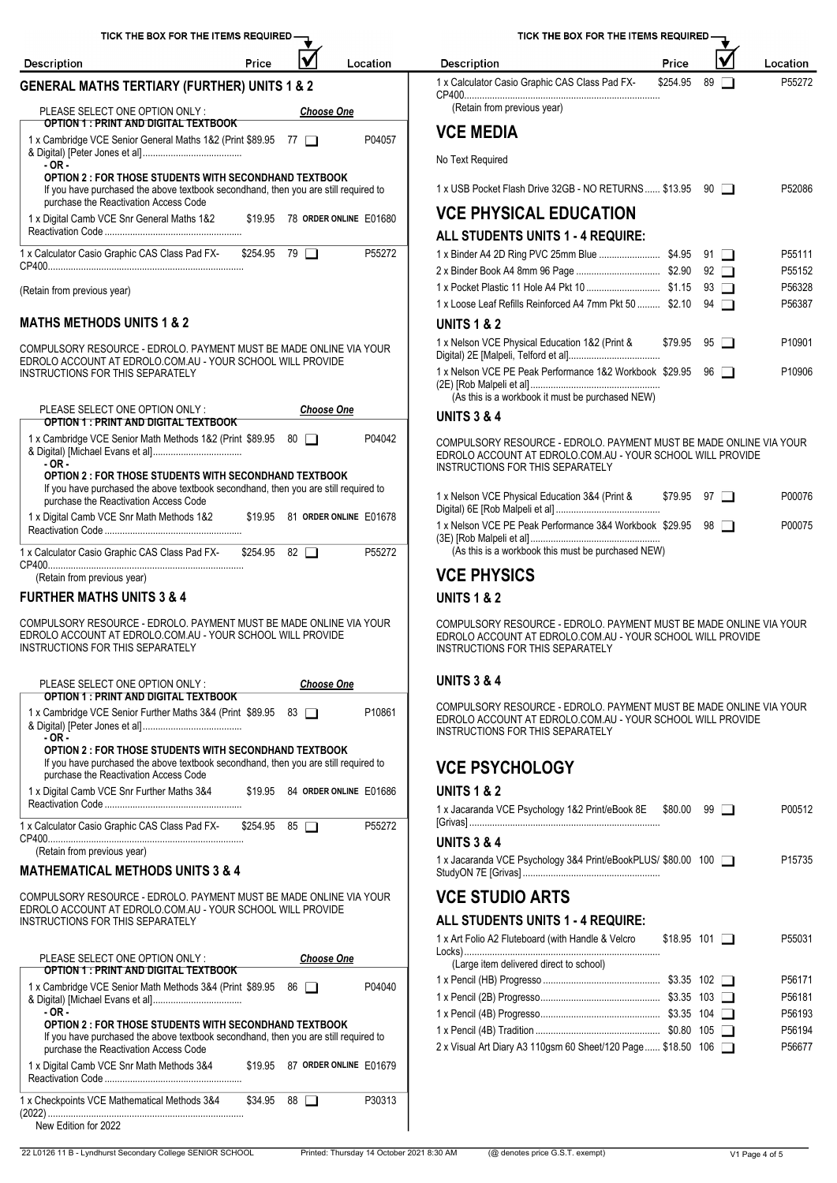TICK THE BOX FOR THE ITEMS REQUIRED

| Description | Price | ☑ | Location |
|---|---|---|---|

## GENERAL MATHS TERTIARY (FURTHER) UNITS 1 & 2

PLEASE SELECT ONE OPTION ONLY : ***Choose One***

**OPTION 1 : PRINT AND DIGITAL TEXTBOOK**

| Description | Price | ☑ | Location |
|---|---|---|---|
| 1 x Cambridge VCE Senior General Maths 1&2 (Print & Digital) [Peter Jones et al] | $89.95 | 77 ☐ | P04057 |

**- OR -**

**OPTION 2 : FOR THOSE STUDENTS WITH SECONDHAND TEXTBOOK**
If you have purchased the above textbook secondhand, then you are still required to purchase the Reactivation Access Code

| Description | Price | ☑ | Location |
|---|---|---|---|
| 1 x Digital Camb VCE Snr General Maths 1&2 Reactivation Code | $19.95 | 78 ORDER ONLINE | E01680 |
| 1 x Calculator Casio Graphic CAS Class Pad FX-CP400 | $254.95 | 79 ☐ | P55272 |

(Retain from previous year)

## MATHS METHODS UNITS 1 & 2

COMPULSORY RESOURCE - EDROLO. PAYMENT MUST BE MADE ONLINE VIA YOUR EDROLO ACCOUNT AT EDROLO.COM.AU - YOUR SCHOOL WILL PROVIDE INSTRUCTIONS FOR THIS SEPARATELY

PLEASE SELECT ONE OPTION ONLY : ***Choose One***

**OPTION 1 : PRINT AND DIGITAL TEXTBOOK**

| Description | Price | ☑ | Location |
|---|---|---|---|
| 1 x Cambridge VCE Senior Math Methods 1&2 (Print & Digital) [Michael Evans et al] | $89.95 | 80 ☐ | P04042 |

**- OR -**

**OPTION 2 : FOR THOSE STUDENTS WITH SECONDHAND TEXTBOOK**
If you have purchased the above textbook secondhand, then you are still required to purchase the Reactivation Access Code

| Description | Price | ☑ | Location |
|---|---|---|---|
| 1 x Digital Camb VCE Snr Math Methods 1&2 Reactivation Code | $19.95 | 81 ORDER ONLINE | E01678 |
| 1 x Calculator Casio Graphic CAS Class Pad FX-CP400 (Retain from previous year) | $254.95 | 82 ☐ | P55272 |

## FURTHER MATHS UNITS 3 & 4

COMPULSORY RESOURCE - EDROLO. PAYMENT MUST BE MADE ONLINE VIA YOUR EDROLO ACCOUNT AT EDROLO.COM.AU - YOUR SCHOOL WILL PROVIDE INSTRUCTIONS FOR THIS SEPARATELY

PLEASE SELECT ONE OPTION ONLY : ***Choose One***

**OPTION 1 : PRINT AND DIGITAL TEXTBOOK**

| Description | Price | ☑ | Location |
|---|---|---|---|
| 1 x Cambridge VCE Senior Further Maths 3&4 (Print & Digital) [Peter Jones et al] | $89.95 | 83 ☐ | P10861 |

**- OR -**

**OPTION 2 : FOR THOSE STUDENTS WITH SECONDHAND TEXTBOOK**
If you have purchased the above textbook secondhand, then you are still required to purchase the Reactivation Access Code

| Description | Price | ☑ | Location |
|---|---|---|---|
| 1 x Digital Camb VCE Snr Further Maths 3&4 Reactivation Code | $19.95 | 84 ORDER ONLINE | E01686 |
| 1 x Calculator Casio Graphic CAS Class Pad FX-CP400 (Retain from previous year) | $254.95 | 85 ☐ | P55272 |

## MATHEMATICAL METHODS UNITS 3 & 4

COMPULSORY RESOURCE - EDROLO. PAYMENT MUST BE MADE ONLINE VIA YOUR EDROLO ACCOUNT AT EDROLO.COM.AU - YOUR SCHOOL WILL PROVIDE INSTRUCTIONS FOR THIS SEPARATELY

PLEASE SELECT ONE OPTION ONLY : ***Choose One***

**OPTION 1 : PRINT AND DIGITAL TEXTBOOK**

| Description | Price | ☑ | Location |
|---|---|---|---|
| 1 x Cambridge VCE Senior Math Methods 3&4 (Print & Digital) [Michael Evans et al] | $89.95 | 86 ☐ | P04040 |

**- OR -**

**OPTION 2 : FOR THOSE STUDENTS WITH SECONDHAND TEXTBOOK**
If you have purchased the above textbook secondhand, then you are still required to purchase the Reactivation Access Code

| Description | Price | ☑ | Location |
|---|---|---|---|
| 1 x Digital Camb VCE Snr Math Methods 3&4 Reactivation Code | $19.95 | 87 ORDER ONLINE | E01679 |
| 1 x Checkpoints VCE Mathematical Methods 3&4 (2022) New Edition for 2022 | $34.95 | 88 ☐ | P30313 |
| 1 x Calculator Casio Graphic CAS Class Pad FX-CP400 (Retain from previous year) | $254.95 | 89 ☐ | P55272 |

# VCE MEDIA

No Text Required

| Description | Price | ☑ | Location |
|---|---|---|---|
| 1 x USB Pocket Flash Drive 32GB - NO RETURNS | $13.95 | 90 ☐ | P52086 |

# VCE PHYSICAL EDUCATION

## ALL STUDENTS UNITS 1 - 4 REQUIRE:

| Description | Price | ☑ | Location |
|---|---|---|---|
| 1 x Binder A4 2D Ring PVC 25mm Blue | $4.95 | 91 ☐ | P55111 |
| 2 x Binder Book A4 8mm 96 Page | $2.90 | 92 ☐ | P55152 |
| 1 x Pocket Plastic 11 Hole A4 Pkt 10 | $1.15 | 93 ☐ | P56328 |
| 1 x Loose Leaf Refills Reinforced A4 7mm Pkt 50 | $2.10 | 94 ☐ | P56387 |

## UNITS 1 & 2

| Description | Price | ☑ | Location |
|---|---|---|---|
| 1 x Nelson VCE Physical Education 1&2 (Print & Digital) 2E [Malpeli, Telford et al] | $79.95 | 95 ☐ | P10901 |
| 1 x Nelson VCE PE Peak Performance 1&2 Workbook (2E) [Rob Malpeli et al] (As this is a workbook it must be purchased NEW) | $29.95 | 96 ☐ | P10906 |

## UNITS 3 & 4

COMPULSORY RESOURCE - EDROLO. PAYMENT MUST BE MADE ONLINE VIA YOUR EDROLO ACCOUNT AT EDROLO.COM.AU - YOUR SCHOOL WILL PROVIDE INSTRUCTIONS FOR THIS SEPARATELY

| Description | Price | ☑ | Location |
|---|---|---|---|
| 1 x Nelson VCE Physical Education 3&4 (Print & Digital) 6E [Rob Malpeli et al] | $79.95 | 97 ☐ | P00076 |
| 1 x Nelson VCE PE Peak Performance 3&4 Workbook (3E) [Rob Malpeli et al] (As this is a workbook this must be purchased NEW) | $29.95 | 98 ☐ | P00075 |

# VCE PHYSICS

## UNITS 1 & 2

COMPULSORY RESOURCE - EDROLO. PAYMENT MUST BE MADE ONLINE VIA YOUR EDROLO ACCOUNT AT EDROLO.COM.AU - YOUR SCHOOL WILL PROVIDE INSTRUCTIONS FOR THIS SEPARATELY

## UNITS 3 & 4

COMPULSORY RESOURCE - EDROLO. PAYMENT MUST BE MADE ONLINE VIA YOUR EDROLO ACCOUNT AT EDROLO.COM.AU - YOUR SCHOOL WILL PROVIDE INSTRUCTIONS FOR THIS SEPARATELY

# VCE PSYCHOLOGY

## UNITS 1 & 2

| Description | Price | ☑ | Location |
|---|---|---|---|
| 1 x Jacaranda VCE Psychology 1&2 Print/eBook 8E [Grivas] | $80.00 | 99 ☐ | P00512 |

## UNITS 3 & 4

| Description | Price | ☑ | Location |
|---|---|---|---|
| 1 x Jacaranda VCE Psychology 3&4 Print/eBookPLUS/StudyON 7E [Grivas] | $80.00 | 100 ☐ | P15735 |

# VCE STUDIO ARTS

## ALL STUDENTS UNITS 1 - 4 REQUIRE:

| Description | Price | ☑ | Location |
|---|---|---|---|
| 1 x Art Folio A2 Fluteboard (with Handle & Velcro Locks) (Large item delivered direct to school) | $18.95 | 101 ☐ | P55031 |
| 1 x Pencil (HB) Progresso | $3.35 | 102 ☐ | P56171 |
| 1 x Pencil (2B) Progresso | $3.35 | 103 ☐ | P56181 |
| 1 x Pencil (4B) Progresso | $3.35 | 104 ☐ | P56193 |
| 1 x Pencil (4B) Tradition | $0.80 | 105 ☐ | P56194 |
| 2 x Visual Art Diary A3 110gsm 60 Sheet/120 Page | $18.50 | 106 ☐ | P56677 |

22 L0126 11 B - Lyndhurst Secondary College SENIOR SCHOOL | Printed: Thursday 14 October 2021 8:30 AM | (@ denotes price G.S.T. exempt)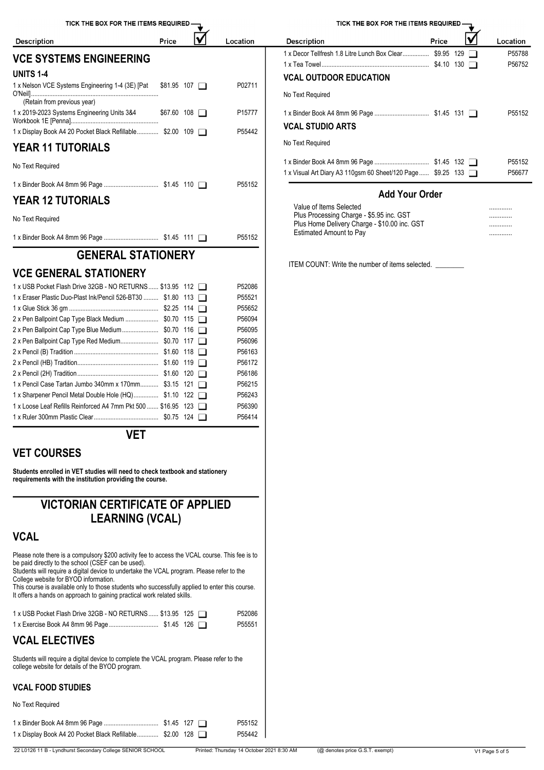TICK THE BOX FOR THE ITEMS REQUIRED

## VCE SYSTEMS ENGINEERING

### UNITS 1-4

| Description | Price | | ☑ | Location |
|---|---|---|---|---|
| 1 x Nelson VCE Systems Engineering 1-4 (3E) [Pat O'Neil] (Retain from previous year) | $81.95 | 107 | ☐ | P02711 |
| 1 x 2019-2023 Systems Engineering Units 3&4 Workbook 1E [Penna] | $67.60 | 108 | ☐ | P15777 |
| 1 x Display Book A4 20 Pocket Black Refillable | $2.00 | 109 | ☐ | P55442 |

## YEAR 11 TUTORIALS

No Text Required

| Description | Price | | ☑ | Location |
|---|---|---|---|---|
| 1 x Binder Book A4 8mm 96 Page | $1.45 | 110 | ☐ | P55152 |

## YEAR 12 TUTORIALS

No Text Required

| Description | Price | | ☑ | Location |
|---|---|---|---|---|
| 1 x Binder Book A4 8mm 96 Page | $1.45 | 111 | ☐ | P55152 |

# GENERAL STATIONERY

## VCE GENERAL STATIONERY

| Description | Price | | ☑ | Location |
|---|---|---|---|---|
| 1 x USB Pocket Flash Drive 32GB - NO RETURNS | $13.95 | 112 | ☐ | P52086 |
| 1 x Eraser Plastic Duo-Plast Ink/Pencil 526-BT30 | $1.80 | 113 | ☐ | P55521 |
| 1 x Glue Stick 36 gm | $2.25 | 114 | ☐ | P55652 |
| 2 x Pen Ballpoint Cap Type Black Medium | $0.70 | 115 | ☐ | P56094 |
| 2 x Pen Ballpoint Cap Type Blue Medium | $0.70 | 116 | ☐ | P56095 |
| 2 x Pen Ballpoint Cap Type Red Medium | $0.70 | 117 | ☐ | P56096 |
| 2 x Pencil (B) Tradition | $1.60 | 118 | ☐ | P56163 |
| 2 x Pencil (HB) Tradition | $1.60 | 119 | ☐ | P56172 |
| 2 x Pencil (2H) Tradition | $1.60 | 120 | ☐ | P56186 |
| 1 x Pencil Case Tartan Jumbo 340mm x 170mm | $3.15 | 121 | ☐ | P56215 |
| 1 x Sharpener Pencil Metal Double Hole (HQ) | $1.10 | 122 | ☐ | P56243 |
| 1 x Loose Leaf Refills Reinforced A4 7mm Pkt 500 | $16.95 | 123 | ☐ | P56390 |
| 1 x Ruler 300mm Plastic Clear | $0.75 | 124 | ☐ | P56414 |

# VET

## VET COURSES

**Students enrolled in VET studies will need to check textbook and stationery requirements with the institution providing the course.**

# VICTORIAN CERTIFICATE OF APPLIED LEARNING (VCAL)

## VCAL

Please note there is a compulsory $200 activity fee to access the VCAL course. This fee is to be paid directly to the school (CSEF can be used).
Students will require a digital device to undertake the VCAL program. Please refer to the College website for BYOD information.
This course is available only to those students who successfully applied to enter this course. It offers a hands on approach to gaining practical work related skills.

| Description | Price | | ☑ | Location |
|---|---|---|---|---|
| 1 x USB Pocket Flash Drive 32GB - NO RETURNS | $13.95 | 125 | ☐ | P52086 |
| 1 x Exercise Book A4 8mm 96 Page | $1.45 | 126 | ☐ | P55551 |

## VCAL ELECTIVES

Students will require a digital device to complete the VCAL program. Please refer to the college website for details of the BYOD program.

### VCAL FOOD STUDIES

No Text Required

| Description | Price | | ☑ | Location |
|---|---|---|---|---|
| 1 x Binder Book A4 8mm 96 Page | $1.45 | 127 | ☐ | P55152 |
| 1 x Display Book A4 20 Pocket Black Refillable | $2.00 | 128 | ☐ | P55442 |
| 1 x Decor Tellfresh 1.8 Litre Lunch Box Clear | $9.95 | 129 | ☐ | P55788 |
| 1 x Tea Towel | $4.10 | 130 | ☐ | P56752 |

### VCAL OUTDOOR EDUCATION

No Text Required

| Description | Price | | ☑ | Location |
|---|---|---|---|---|
| 1 x Binder Book A4 8mm 96 Page | $1.45 | 131 | ☐ | P55152 |

### VCAL STUDIO ARTS

No Text Required

| Description | Price | | ☑ | Location |
|---|---|---|---|---|
| 1 x Binder Book A4 8mm 96 Page | $1.45 | 132 | ☐ | P55152 |
| 1 x Visual Art Diary A3 110gsm 60 Sheet/120 Page | $9.25 | 133 | ☐ | P56677 |

### Add Your Order

| | |
|---|---|
| Value of Items Selected | ............ |
| Plus Processing Charge - $5.95 inc. GST | ............ |
| Plus Home Delivery Charge - $10.00 inc. GST | ............ |
| Estimated Amount to Pay | ............ |

ITEM COUNT: Write the number of items selected. ________

22 L0126 11 B - Lyndhurst Secondary College SENIOR SCHOOL    Printed: Thursday 14 October 2021 8:30 AM    (@ denotes price G.S.T. exempt)